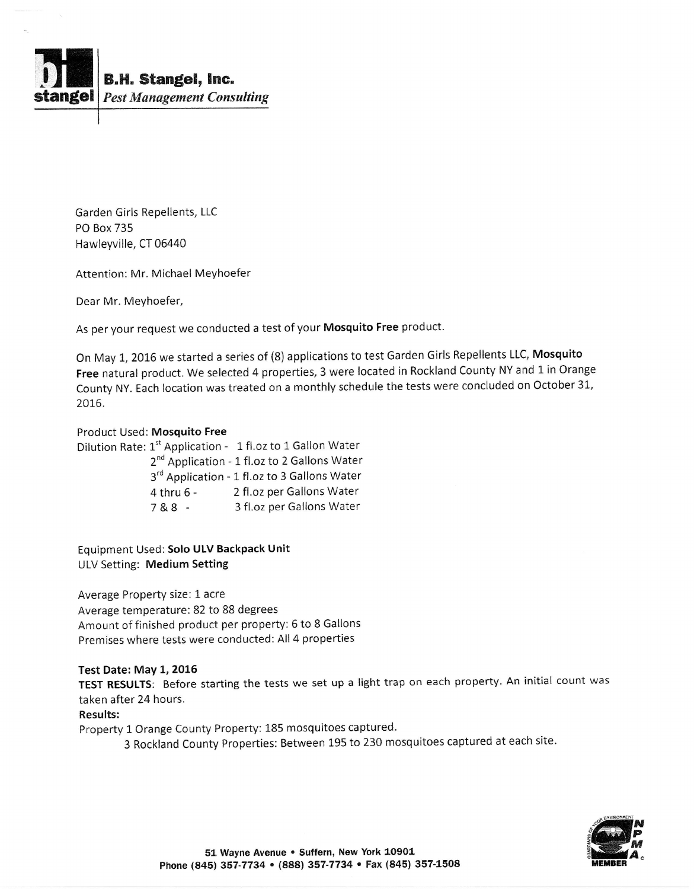**B.H. Stangel, Inc.**
*Pest Management Consulting*

Garden Girls Repellents, LLC
PO Box 735
Hawleyville, CT 06440

Attention: Mr. Michael Meyhoefer

Dear Mr. Meyhoefer,

As per your request we conducted a test of your **Mosquito Free** product.

On May 1, 2016 we started a series of (8) applications to test Garden Girls Repellents LLC, **Mosquito Free** natural product. We selected 4 properties, 3 were located in Rockland County NY and 1 in Orange County NY. Each location was treated on a monthly schedule the tests were concluded on October 31, 2016.

Product Used: **Mosquito Free**
Dilution Rate: 1st Application - 1 fl.oz to 1 Gallon Water
2nd Application - 1 fl.oz to 2 Gallons Water
3rd Application - 1 fl.oz to 3 Gallons Water
4 thru 6 - 2 fl.oz per Gallons Water
7 & 8 - 3 fl.oz per Gallons Water

Equipment Used: **Solo ULV Backpack Unit**
ULV Setting: **Medium Setting**

Average Property size: 1 acre
Average temperature: 82 to 88 degrees
Amount of finished product per property: 6 to 8 Gallons
Premises where tests were conducted: All 4 properties

**Test Date: May 1, 2016**
**TEST RESULTS**: Before starting the tests we set up a light trap on each property. An initial count was taken after 24 hours.
**Results:**
Property 1 Orange County Property: 185 mosquitoes captured.
3 Rockland County Properties: Between 195 to 230 mosquitoes captured at each site.

51 Wayne Avenue • Suffern, New York 10901
Phone (845) 357-7734 • (888) 357-7734 • Fax (845) 357-1508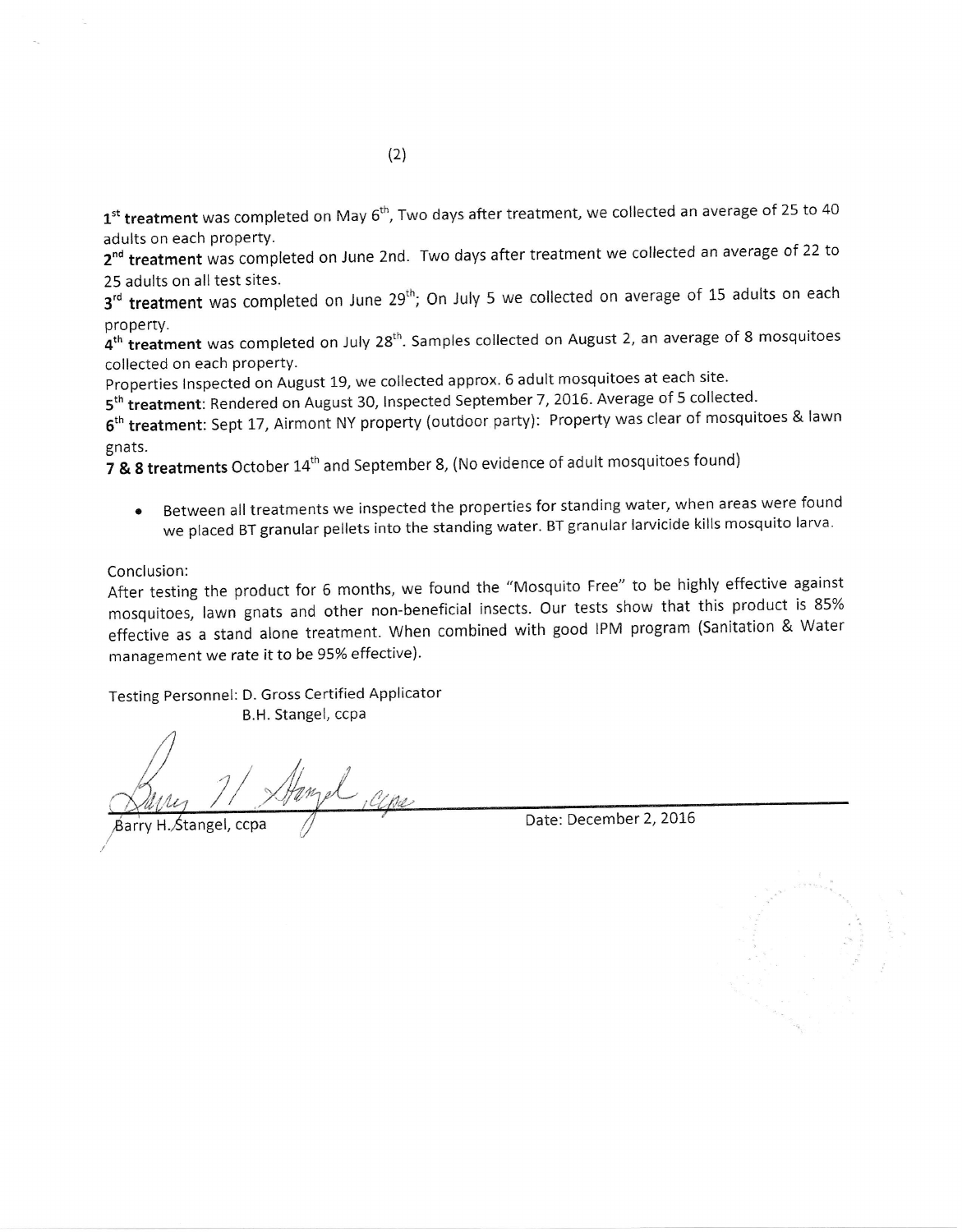**1st treatment** was completed on May 6th, Two days after treatment, we collected an average of 25 to 40 adults on each property.
**2nd treatment** was completed on June 2nd. Two days after treatment we collected an average of 22 to 25 adults on all test sites.
**3rd treatment** was completed on June 29th; On July 5 we collected on average of 15 adults on each property.
**4th treatment** was completed on July 28th. Samples collected on August 2, an average of 8 mosquitoes collected on each property.
Properties Inspected on August 19, we collected approx. 6 adult mosquitoes at each site.
**5th treatment**: Rendered on August 30, Inspected September 7, 2016. Average of 5 collected.
**6th treatment**: Sept 17, Airmont NY property (outdoor party): Property was clear of mosquitoes & lawn gnats.
**7 & 8 treatments** October 14th and September 8, (No evidence of adult mosquitoes found)

- Between all treatments we inspected the properties for standing water, when areas were found we placed BT granular pellets into the standing water. BT granular larvicide kills mosquito larva.

Conclusion:
After testing the product for 6 months, we found the "Mosquito Free" to be highly effective against mosquitoes, lawn gnats and other non-beneficial insects. Our tests show that this product is 85% effective as a stand alone treatment. When combined with good IPM program (Sanitation & Water management we rate it to be 95% effective).

Testing Personnel: D. Gross Certified Applicator
B.H. Stangel, ccpa

Barry H. Stangel, ccpa

Date: December 2, 2016